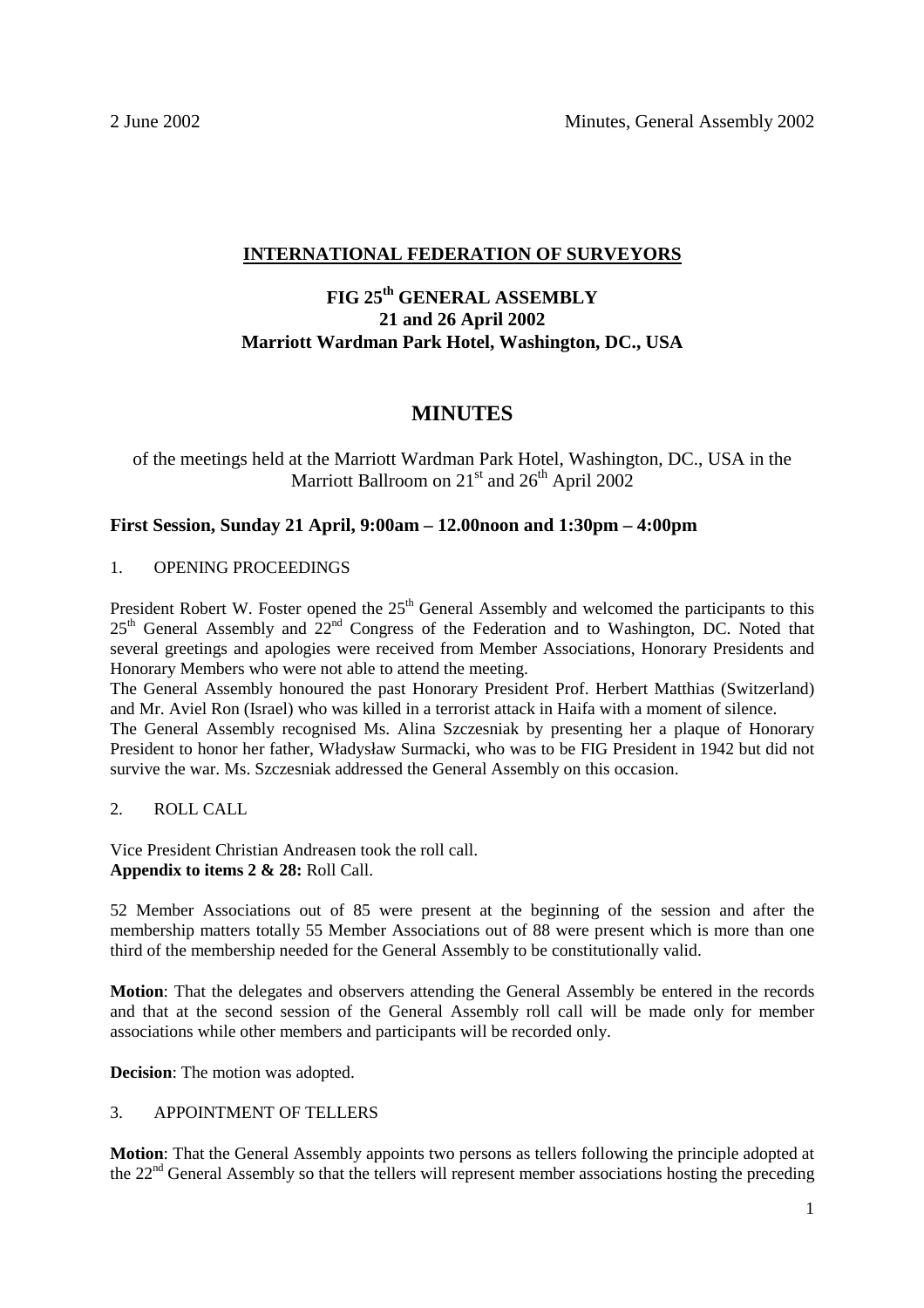**INTERNATIONAL FEDERATION OF SURVEYORS**

# FIG 25th GENERAL ASSEMBLY
## 21 and 26 April 2002
## Marriott Wardman Park Hotel, Washington, DC., USA

# MINUTES

of the meetings held at the Marriott Wardman Park Hotel, Washington, DC., USA in the Marriott Ballroom on 21st and 26th April 2002

### First Session, Sunday 21 April, 9:00am – 12.00noon and 1:30pm – 4:00pm

1. OPENING PROCEEDINGS

President Robert W. Foster opened the 25th General Assembly and welcomed the participants to this 25th General Assembly and 22nd Congress of the Federation and to Washington, DC. Noted that several greetings and apologies were received from Member Associations, Honorary Presidents and Honorary Members who were not able to attend the meeting.

The General Assembly honoured the past Honorary President Prof. Herbert Matthias (Switzerland) and Mr. Aviel Ron (Israel) who was killed in a terrorist attack in Haifa with a moment of silence.

The General Assembly recognised Ms. Alina Szczesniak by presenting her a plaque of Honorary President to honor her father, Władysław Surmacki, who was to be FIG President in 1942 but did not survive the war. Ms. Szczesniak addressed the General Assembly on this occasion.

2. ROLL CALL

Vice President Christian Andreasen took the roll call.
**Appendix to items 2 & 28:** Roll Call.

52 Member Associations out of 85 were present at the beginning of the session and after the membership matters totally 55 Member Associations out of 88 were present which is more than one third of the membership needed for the General Assembly to be constitutionally valid.

**Motion**: That the delegates and observers attending the General Assembly be entered in the records and that at the second session of the General Assembly roll call will be made only for member associations while other members and participants will be recorded only.

**Decision**: The motion was adopted.

3. APPOINTMENT OF TELLERS

**Motion**: That the General Assembly appoints two persons as tellers following the principle adopted at the 22nd General Assembly so that the tellers will represent member associations hosting the preceding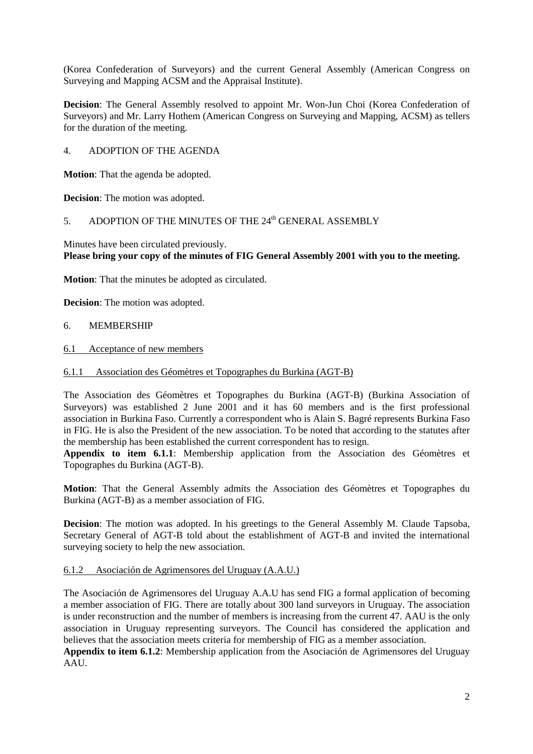(Korea Confederation of Surveyors) and the current General Assembly (American Congress on Surveying and Mapping ACSM and the Appraisal Institute).

**Decision**: The General Assembly resolved to appoint Mr. Won-Jun Choi (Korea Confederation of Surveyors) and Mr. Larry Hothem (American Congress on Surveying and Mapping, ACSM) as tellers for the duration of the meeting.

## 4. ADOPTION OF THE AGENDA

**Motion**: That the agenda be adopted.

**Decision**: The motion was adopted.

## 5. ADOPTION OF THE MINUTES OF THE 24th GENERAL ASSEMBLY

Minutes have been circulated previously.
**Please bring your copy of the minutes of FIG General Assembly 2001 with you to the meeting.**

**Motion**: That the minutes be adopted as circulated.

**Decision**: The motion was adopted.

## 6. MEMBERSHIP

### 6.1 Acceptance of new members

#### 6.1.1 Association des Géomètres et Topographes du Burkina (AGT-B)

The Association des Géomètres et Topographes du Burkina (AGT-B) (Burkina Association of Surveyors) was established 2 June 2001 and it has 60 members and is the first professional association in Burkina Faso. Currently a correspondent who is Alain S. Bagré represents Burkina Faso in FIG. He is also the President of the new association. To be noted that according to the statutes after the membership has been established the current correspondent has to resign.
**Appendix to item 6.1.1**: Membership application from the Association des Géomètres et Topographes du Burkina (AGT-B).

**Motion**: That the General Assembly admits the Association des Géomètres et Topographes du Burkina (AGT-B) as a member association of FIG.

**Decision**: The motion was adopted. In his greetings to the General Assembly M. Claude Tapsoba, Secretary General of AGT-B told about the establishment of AGT-B and invited the international surveying society to help the new association.

#### 6.1.2 Asociación de Agrimensores del Uruguay (A.A.U.)

The Asociación de Agrimensores del Uruguay A.A.U has send FIG a formal application of becoming a member association of FIG. There are totally about 300 land surveyors in Uruguay. The association is under reconstruction and the number of members is increasing from the current 47. AAU is the only association in Uruguay representing surveyors. The Council has considered the application and believes that the association meets criteria for membership of FIG as a member association.
**Appendix to item 6.1.2**: Membership application from the Asociación de Agrimensores del Uruguay AAU.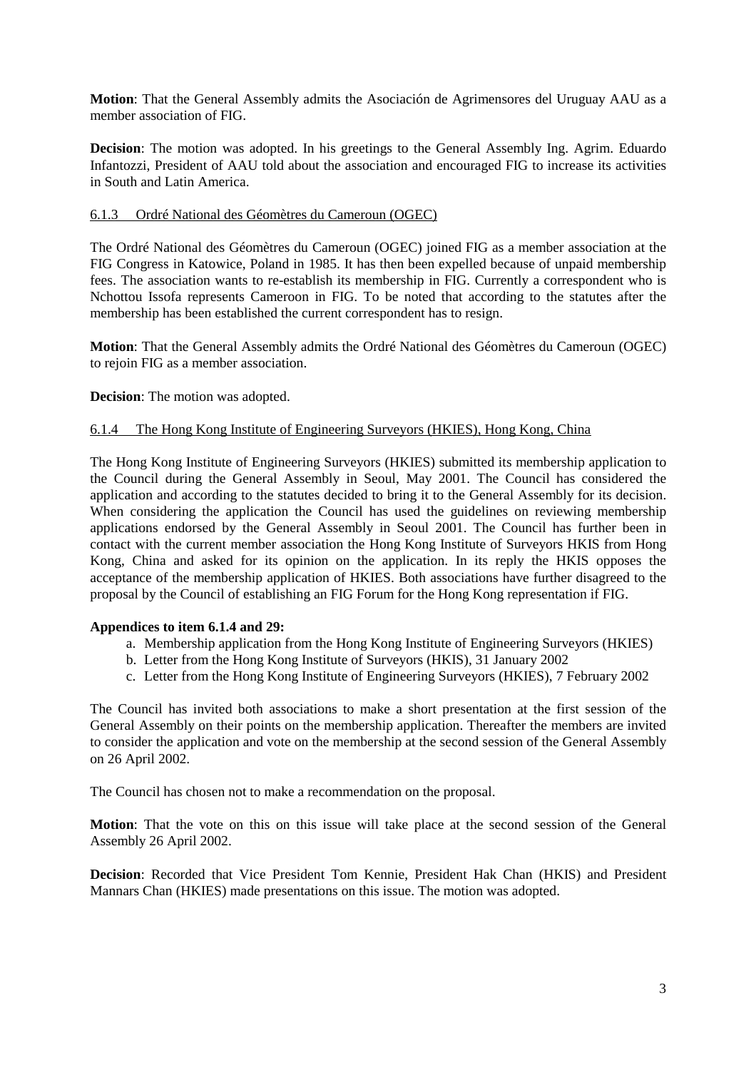**Motion**: That the General Assembly admits the Asociación de Agrimensores del Uruguay AAU as a member association of FIG.

**Decision**: The motion was adopted. In his greetings to the General Assembly Ing. Agrim. Eduardo Infantozzi, President of AAU told about the association and encouraged FIG to increase its activities in South and Latin America.

#### 6.1.3 Ordré National des Géomètres du Cameroun (OGEC)

The Ordré National des Géomètres du Cameroun (OGEC) joined FIG as a member association at the FIG Congress in Katowice, Poland in 1985. It has then been expelled because of unpaid membership fees. The association wants to re-establish its membership in FIG. Currently a correspondent who is Nchottou Issofa represents Cameroon in FIG. To be noted that according to the statutes after the membership has been established the current correspondent has to resign.

**Motion**: That the General Assembly admits the Ordré National des Géomètres du Cameroun (OGEC) to rejoin FIG as a member association.

**Decision**: The motion was adopted.

#### 6.1.4 The Hong Kong Institute of Engineering Surveyors (HKIES), Hong Kong, China

The Hong Kong Institute of Engineering Surveyors (HKIES) submitted its membership application to the Council during the General Assembly in Seoul, May 2001. The Council has considered the application and according to the statutes decided to bring it to the General Assembly for its decision. When considering the application the Council has used the guidelines on reviewing membership applications endorsed by the General Assembly in Seoul 2001. The Council has further been in contact with the current member association the Hong Kong Institute of Surveyors HKIS from Hong Kong, China and asked for its opinion on the application. In its reply the HKIS opposes the acceptance of the membership application of HKIES. Both associations have further disagreed to the proposal by the Council of establishing an FIG Forum for the Hong Kong representation if FIG.

**Appendices to item 6.1.4 and 29:**

a. Membership application from the Hong Kong Institute of Engineering Surveyors (HKIES)
b. Letter from the Hong Kong Institute of Surveyors (HKIS), 31 January 2002
c. Letter from the Hong Kong Institute of Engineering Surveyors (HKIES), 7 February 2002

The Council has invited both associations to make a short presentation at the first session of the General Assembly on their points on the membership application. Thereafter the members are invited to consider the application and vote on the membership at the second session of the General Assembly on 26 April 2002.

The Council has chosen not to make a recommendation on the proposal.

**Motion**: That the vote on this on this issue will take place at the second session of the General Assembly 26 April 2002.

**Decision**: Recorded that Vice President Tom Kennie, President Hak Chan (HKIS) and President Mannars Chan (HKIES) made presentations on this issue. The motion was adopted.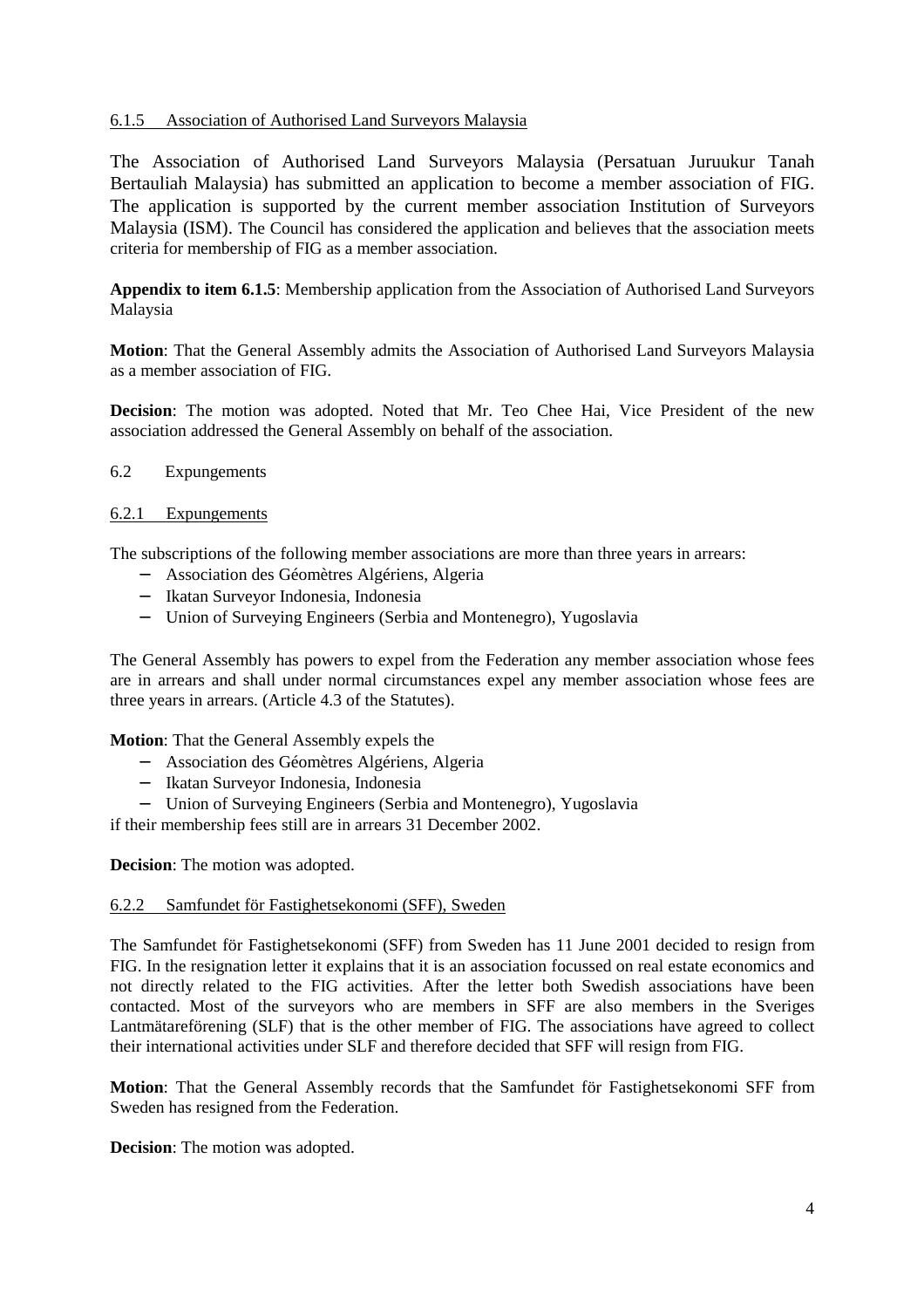#### 6.1.5 Association of Authorised Land Surveyors Malaysia

The Association of Authorised Land Surveyors Malaysia (Persatuan Juruukur Tanah Bertauliah Malaysia) has submitted an application to become a member association of FIG. The application is supported by the current member association Institution of Surveyors Malaysia (ISM). The Council has considered the application and believes that the association meets criteria for membership of FIG as a member association.

**Appendix to item 6.1.5**: Membership application from the Association of Authorised Land Surveyors Malaysia

**Motion**: That the General Assembly admits the Association of Authorised Land Surveyors Malaysia as a member association of FIG.

**Decision**: The motion was adopted. Noted that Mr. Teo Chee Hai, Vice President of the new association addressed the General Assembly on behalf of the association.

### 6.2 Expungements

#### 6.2.1 Expungements

The subscriptions of the following member associations are more than three years in arrears:

- Association des Géomètres Algériens, Algeria
- Ikatan Surveyor Indonesia, Indonesia
- Union of Surveying Engineers (Serbia and Montenegro), Yugoslavia

The General Assembly has powers to expel from the Federation any member association whose fees are in arrears and shall under normal circumstances expel any member association whose fees are three years in arrears. (Article 4.3 of the Statutes).

**Motion**: That the General Assembly expels the

- Association des Géomètres Algériens, Algeria
- Ikatan Surveyor Indonesia, Indonesia
- Union of Surveying Engineers (Serbia and Montenegro), Yugoslavia

if their membership fees still are in arrears 31 December 2002.

**Decision**: The motion was adopted.

#### 6.2.2 Samfundet för Fastighetsekonomi (SFF), Sweden

The Samfundet för Fastighetsekonomi (SFF) from Sweden has 11 June 2001 decided to resign from FIG. In the resignation letter it explains that it is an association focussed on real estate economics and not directly related to the FIG activities. After the letter both Swedish associations have been contacted. Most of the surveyors who are members in SFF are also members in the Sveriges Lantmätareförening (SLF) that is the other member of FIG. The associations have agreed to collect their international activities under SLF and therefore decided that SFF will resign from FIG.

**Motion**: That the General Assembly records that the Samfundet för Fastighetsekonomi SFF from Sweden has resigned from the Federation.

**Decision**: The motion was adopted.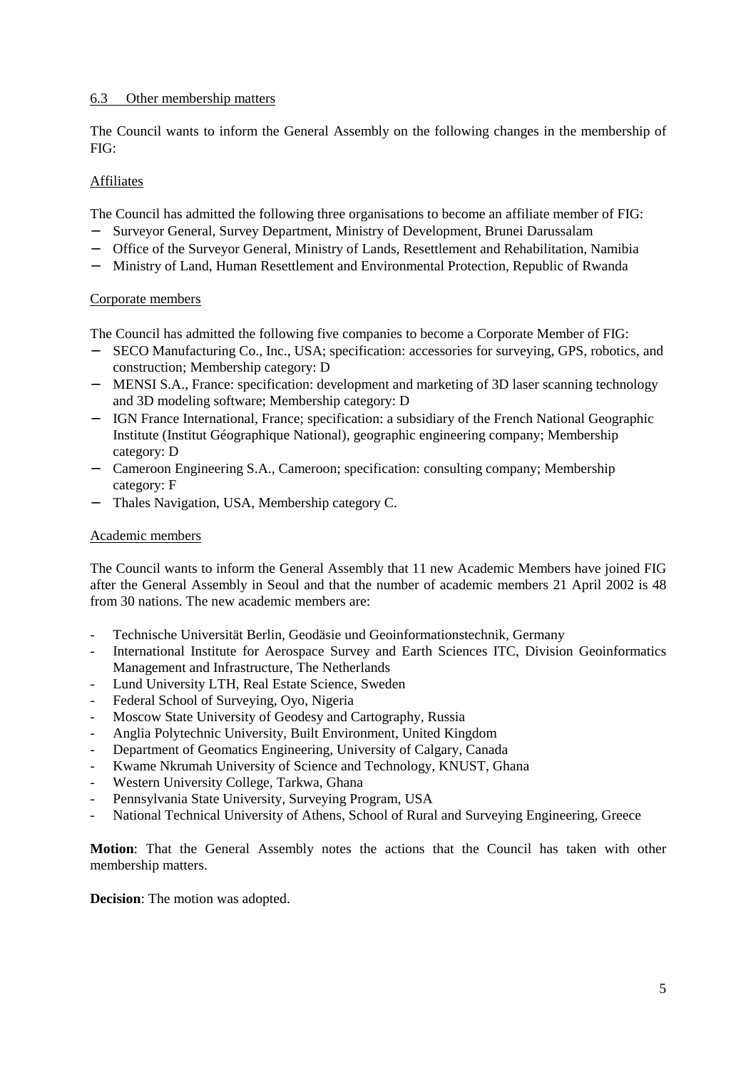### 6.3 Other membership matters

The Council wants to inform the General Assembly on the following changes in the membership of FIG:

#### Affiliates

The Council has admitted the following three organisations to become an affiliate member of FIG:

- Surveyor General, Survey Department, Ministry of Development, Brunei Darussalam
- Office of the Surveyor General, Ministry of Lands, Resettlement and Rehabilitation, Namibia
- Ministry of Land, Human Resettlement and Environmental Protection, Republic of Rwanda

#### Corporate members

The Council has admitted the following five companies to become a Corporate Member of FIG:

- SECO Manufacturing Co., Inc., USA; specification: accessories for surveying, GPS, robotics, and construction; Membership category: D
- MENSI S.A., France: specification: development and marketing of 3D laser scanning technology and 3D modeling software; Membership category: D
- IGN France International, France; specification: a subsidiary of the French National Geographic Institute (Institut Géographique National), geographic engineering company; Membership category: D
- Cameroon Engineering S.A., Cameroon; specification: consulting company; Membership category: F
- Thales Navigation, USA, Membership category C.

#### Academic members

The Council wants to inform the General Assembly that 11 new Academic Members have joined FIG after the General Assembly in Seoul and that the number of academic members 21 April 2002 is 48 from 30 nations. The new academic members are:

- Technische Universität Berlin, Geodäsie und Geoinformationstechnik, Germany
- International Institute for Aerospace Survey and Earth Sciences ITC, Division Geoinformatics Management and Infrastructure, The Netherlands
- Lund University LTH, Real Estate Science, Sweden
- Federal School of Surveying, Oyo, Nigeria
- Moscow State University of Geodesy and Cartography, Russia
- Anglia Polytechnic University, Built Environment, United Kingdom
- Department of Geomatics Engineering, University of Calgary, Canada
- Kwame Nkrumah University of Science and Technology, KNUST, Ghana
- Western University College, Tarkwa, Ghana
- Pennsylvania State University, Surveying Program, USA
- National Technical University of Athens, School of Rural and Surveying Engineering, Greece

**Motion**: That the General Assembly notes the actions that the Council has taken with other membership matters.

**Decision**: The motion was adopted.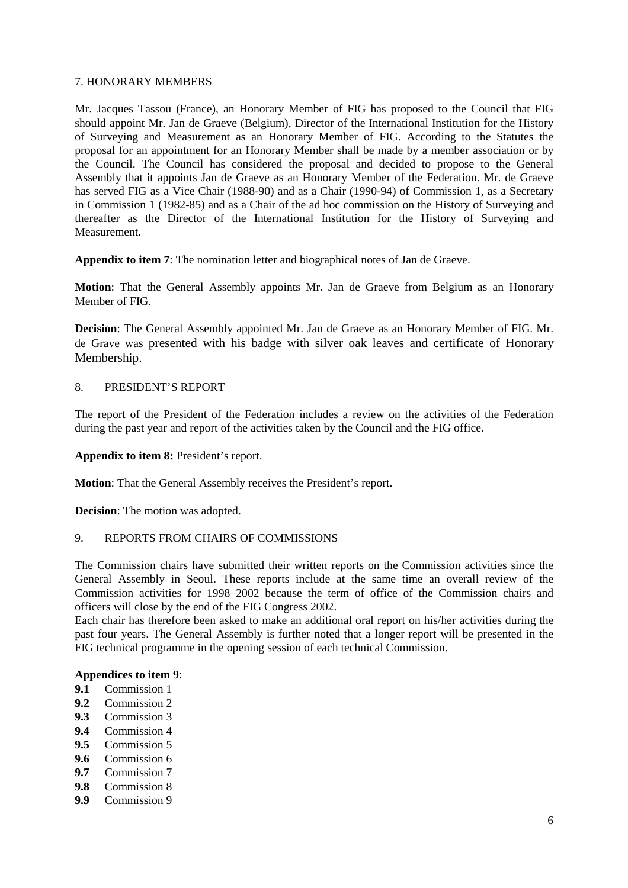## 7. HONORARY MEMBERS

Mr. Jacques Tassou (France), an Honorary Member of FIG has proposed to the Council that FIG should appoint Mr. Jan de Graeve (Belgium), Director of the International Institution for the History of Surveying and Measurement as an Honorary Member of FIG. According to the Statutes the proposal for an appointment for an Honorary Member shall be made by a member association or by the Council. The Council has considered the proposal and decided to propose to the General Assembly that it appoints Jan de Graeve as an Honorary Member of the Federation. Mr. de Graeve has served FIG as a Vice Chair (1988-90) and as a Chair (1990-94) of Commission 1, as a Secretary in Commission 1 (1982-85) and as a Chair of the ad hoc commission on the History of Surveying and thereafter as the Director of the International Institution for the History of Surveying and Measurement.

**Appendix to item 7**: The nomination letter and biographical notes of Jan de Graeve.

**Motion**: That the General Assembly appoints Mr. Jan de Graeve from Belgium as an Honorary Member of FIG.

**Decision**: The General Assembly appointed Mr. Jan de Graeve as an Honorary Member of FIG. Mr. de Grave was presented with his badge with silver oak leaves and certificate of Honorary Membership.

## 8. PRESIDENT'S REPORT

The report of the President of the Federation includes a review on the activities of the Federation during the past year and report of the activities taken by the Council and the FIG office.

**Appendix to item 8:** President's report.

**Motion**: That the General Assembly receives the President's report.

**Decision**: The motion was adopted.

## 9. REPORTS FROM CHAIRS OF COMMISSIONS

The Commission chairs have submitted their written reports on the Commission activities since the General Assembly in Seoul. These reports include at the same time an overall review of the Commission activities for 1998–2002 because the term of office of the Commission chairs and officers will close by the end of the FIG Congress 2002.
Each chair has therefore been asked to make an additional oral report on his/her activities during the past four years. The General Assembly is further noted that a longer report will be presented in the FIG technical programme in the opening session of each technical Commission.

**Appendices to item 9**:

- **9.1** Commission 1
- **9.2** Commission 2
- **9.3** Commission 3
- **9.4** Commission 4
- **9.5** Commission 5
- **9.6** Commission 6
- **9.7** Commission 7
- **9.8** Commission 8
- **9.9** Commission 9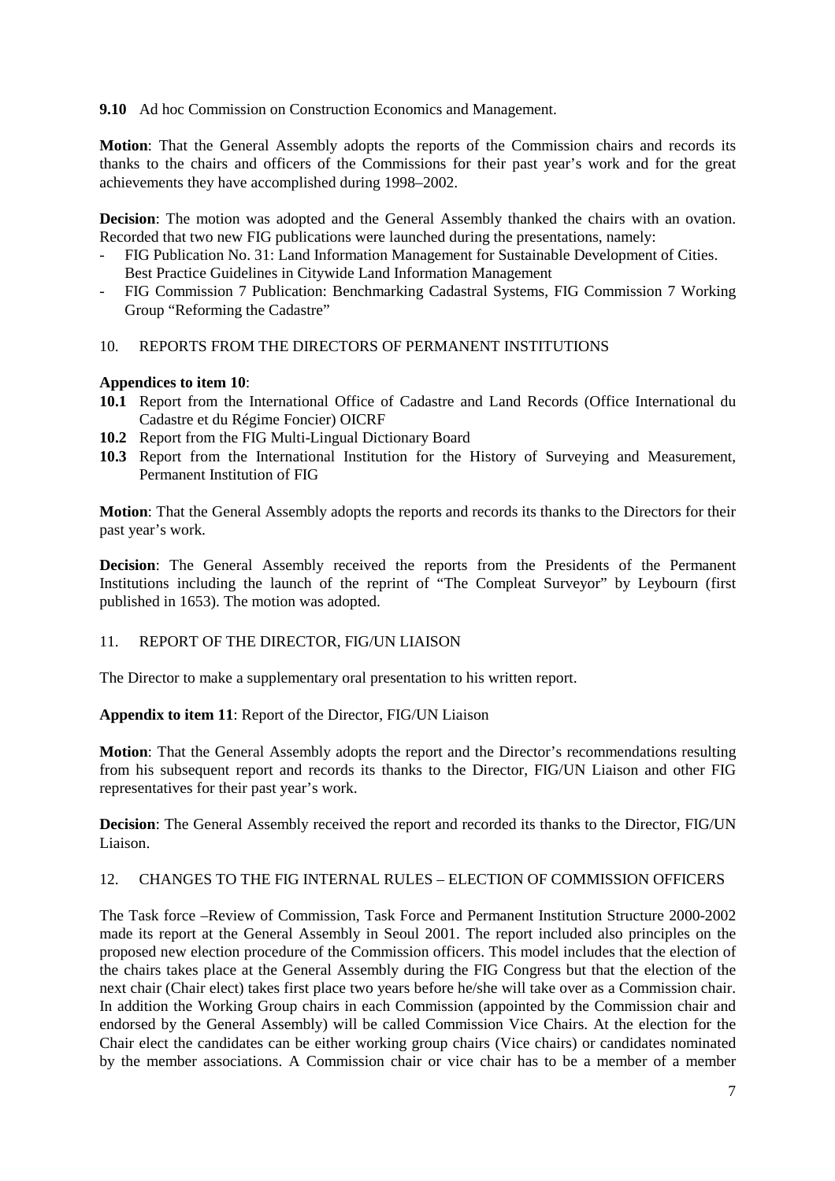**9.10** Ad hoc Commission on Construction Economics and Management.

**Motion**: That the General Assembly adopts the reports of the Commission chairs and records its thanks to the chairs and officers of the Commissions for their past year's work and for the great achievements they have accomplished during 1998–2002.

**Decision**: The motion was adopted and the General Assembly thanked the chairs with an ovation. Recorded that two new FIG publications were launched during the presentations, namely:

- FIG Publication No. 31: Land Information Management for Sustainable Development of Cities. Best Practice Guidelines in Citywide Land Information Management
- FIG Commission 7 Publication: Benchmarking Cadastral Systems, FIG Commission 7 Working Group "Reforming the Cadastre"

## 10. REPORTS FROM THE DIRECTORS OF PERMANENT INSTITUTIONS

**Appendices to item 10**:

**10.1** Report from the International Office of Cadastre and Land Records (Office International du Cadastre et du Régime Foncier) OICRF

**10.2** Report from the FIG Multi-Lingual Dictionary Board

**10.3** Report from the International Institution for the History of Surveying and Measurement, Permanent Institution of FIG

**Motion**: That the General Assembly adopts the reports and records its thanks to the Directors for their past year's work.

**Decision**: The General Assembly received the reports from the Presidents of the Permanent Institutions including the launch of the reprint of "The Compleat Surveyor" by Leybourn (first published in 1653). The motion was adopted.

## 11. REPORT OF THE DIRECTOR, FIG/UN LIAISON

The Director to make a supplementary oral presentation to his written report.

**Appendix to item 11**: Report of the Director, FIG/UN Liaison

**Motion**: That the General Assembly adopts the report and the Director's recommendations resulting from his subsequent report and records its thanks to the Director, FIG/UN Liaison and other FIG representatives for their past year's work.

**Decision**: The General Assembly received the report and recorded its thanks to the Director, FIG/UN Liaison.

## 12. CHANGES TO THE FIG INTERNAL RULES – ELECTION OF COMMISSION OFFICERS

The Task force –Review of Commission, Task Force and Permanent Institution Structure 2000-2002 made its report at the General Assembly in Seoul 2001. The report included also principles on the proposed new election procedure of the Commission officers. This model includes that the election of the chairs takes place at the General Assembly during the FIG Congress but that the election of the next chair (Chair elect) takes first place two years before he/she will take over as a Commission chair. In addition the Working Group chairs in each Commission (appointed by the Commission chair and endorsed by the General Assembly) will be called Commission Vice Chairs. At the election for the Chair elect the candidates can be either working group chairs (Vice chairs) or candidates nominated by the member associations. A Commission chair or vice chair has to be a member of a member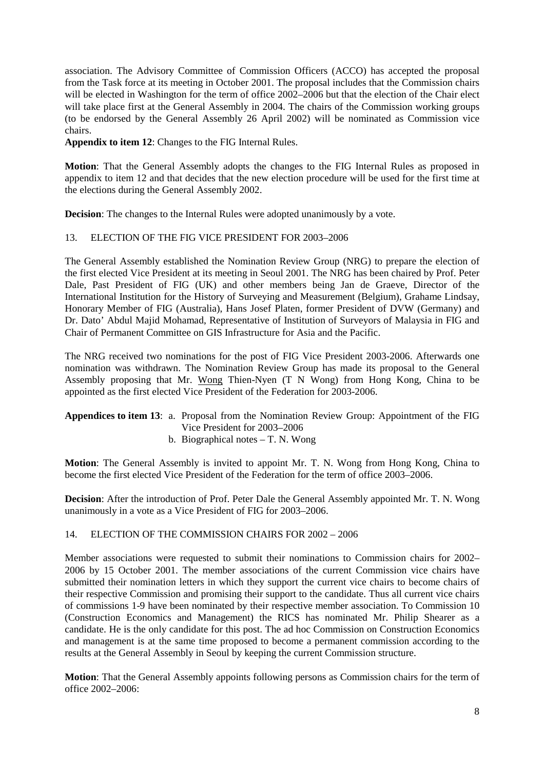association. The Advisory Committee of Commission Officers (ACCO) has accepted the proposal from the Task force at its meeting in October 2001. The proposal includes that the Commission chairs will be elected in Washington for the term of office 2002–2006 but that the election of the Chair elect will take place first at the General Assembly in 2004. The chairs of the Commission working groups (to be endorsed by the General Assembly 26 April 2002) will be nominated as Commission vice chairs.

**Appendix to item 12**: Changes to the FIG Internal Rules.

**Motion**: That the General Assembly adopts the changes to the FIG Internal Rules as proposed in appendix to item 12 and that decides that the new election procedure will be used for the first time at the elections during the General Assembly 2002.

**Decision**: The changes to the Internal Rules were adopted unanimously by a vote.

## 13. ELECTION OF THE FIG VICE PRESIDENT FOR 2003–2006

The General Assembly established the Nomination Review Group (NRG) to prepare the election of the first elected Vice President at its meeting in Seoul 2001. The NRG has been chaired by Prof. Peter Dale, Past President of FIG (UK) and other members being Jan de Graeve, Director of the International Institution for the History of Surveying and Measurement (Belgium), Grahame Lindsay, Honorary Member of FIG (Australia), Hans Josef Platen, former President of DVW (Germany) and Dr. Dato' Abdul Majid Mohamad, Representative of Institution of Surveyors of Malaysia in FIG and Chair of Permanent Committee on GIS Infrastructure for Asia and the Pacific.

The NRG received two nominations for the post of FIG Vice President 2003-2006. Afterwards one nomination was withdrawn. The Nomination Review Group has made its proposal to the General Assembly proposing that Mr. Wong Thien-Nyen (T N Wong) from Hong Kong, China to be appointed as the first elected Vice President of the Federation for 2003-2006.

**Appendices to item 13**: a. Proposal from the Nomination Review Group: Appointment of the FIG Vice President for 2003–2006
b. Biographical notes – T. N. Wong

**Motion**: The General Assembly is invited to appoint Mr. T. N. Wong from Hong Kong, China to become the first elected Vice President of the Federation for the term of office 2003–2006.

**Decision**: After the introduction of Prof. Peter Dale the General Assembly appointed Mr. T. N. Wong unanimously in a vote as a Vice President of FIG for 2003–2006.

## 14. ELECTION OF THE COMMISSION CHAIRS FOR 2002 – 2006

Member associations were requested to submit their nominations to Commission chairs for 2002–2006 by 15 October 2001. The member associations of the current Commission vice chairs have submitted their nomination letters in which they support the current vice chairs to become chairs of their respective Commission and promising their support to the candidate. Thus all current vice chairs of commissions 1-9 have been nominated by their respective member association. To Commission 10 (Construction Economics and Management) the RICS has nominated Mr. Philip Shearer as a candidate. He is the only candidate for this post. The ad hoc Commission on Construction Economics and management is at the same time proposed to become a permanent commission according to the results at the General Assembly in Seoul by keeping the current Commission structure.

**Motion**: That the General Assembly appoints following persons as Commission chairs for the term of office 2002–2006: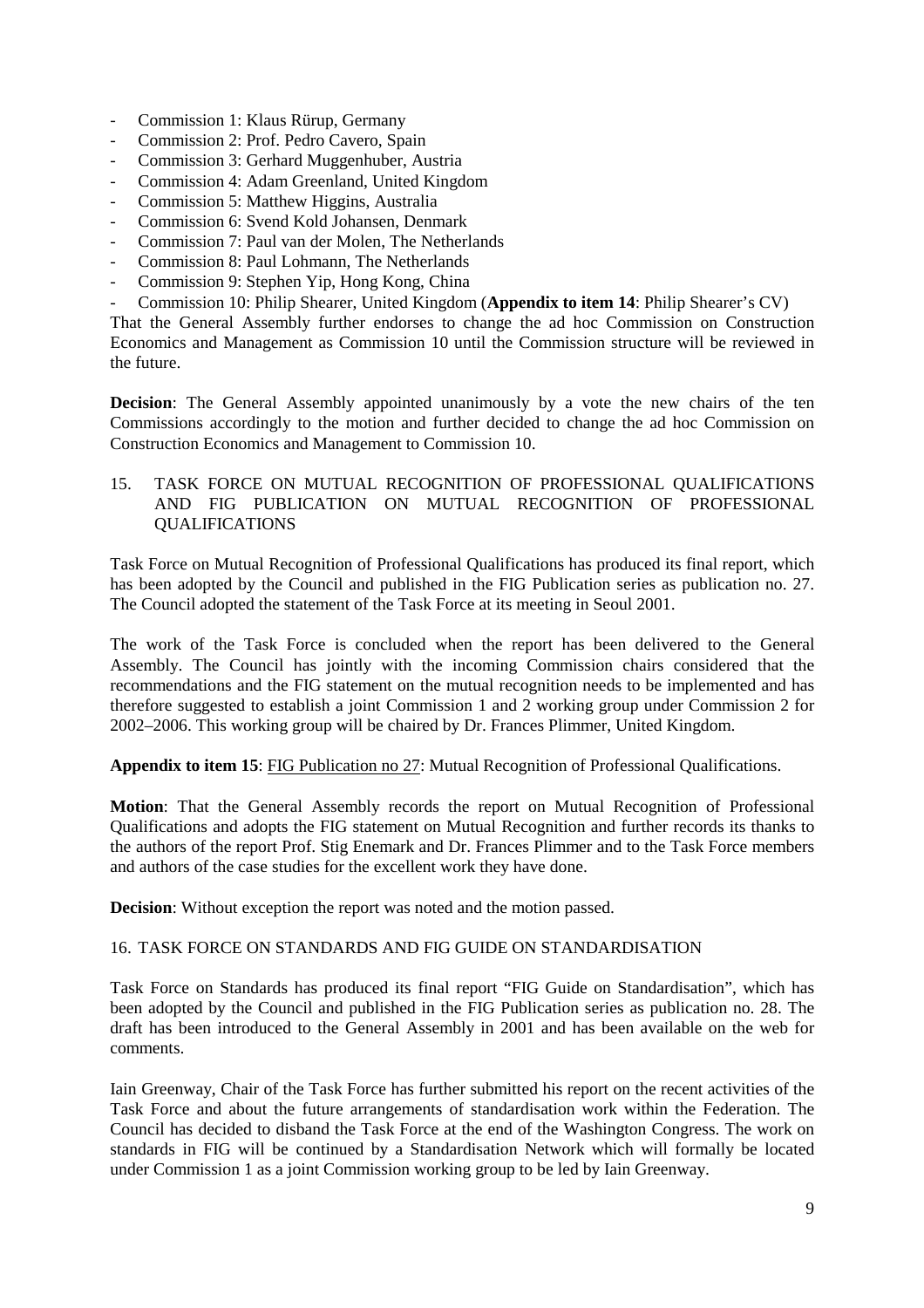- Commission 1: Klaus Rürup, Germany
- Commission 2: Prof. Pedro Cavero, Spain
- Commission 3: Gerhard Muggenhuber, Austria
- Commission 4: Adam Greenland, United Kingdom
- Commission 5: Matthew Higgins, Australia
- Commission 6: Svend Kold Johansen, Denmark
- Commission 7: Paul van der Molen, The Netherlands
- Commission 8: Paul Lohmann, The Netherlands
- Commission 9: Stephen Yip, Hong Kong, China
- Commission 10: Philip Shearer, United Kingdom (**Appendix to item 14**: Philip Shearer's CV)

That the General Assembly further endorses to change the ad hoc Commission on Construction Economics and Management as Commission 10 until the Commission structure will be reviewed in the future.

**Decision**: The General Assembly appointed unanimously by a vote the new chairs of the ten Commissions accordingly to the motion and further decided to change the ad hoc Commission on Construction Economics and Management to Commission 10.

## 15. TASK FORCE ON MUTUAL RECOGNITION OF PROFESSIONAL QUALIFICATIONS AND FIG PUBLICATION ON MUTUAL RECOGNITION OF PROFESSIONAL QUALIFICATIONS

Task Force on Mutual Recognition of Professional Qualifications has produced its final report, which has been adopted by the Council and published in the FIG Publication series as publication no. 27. The Council adopted the statement of the Task Force at its meeting in Seoul 2001.

The work of the Task Force is concluded when the report has been delivered to the General Assembly. The Council has jointly with the incoming Commission chairs considered that the recommendations and the FIG statement on the mutual recognition needs to be implemented and has therefore suggested to establish a joint Commission 1 and 2 working group under Commission 2 for 2002–2006. This working group will be chaired by Dr. Frances Plimmer, United Kingdom.

**Appendix to item 15**: FIG Publication no 27: Mutual Recognition of Professional Qualifications.

**Motion**: That the General Assembly records the report on Mutual Recognition of Professional Qualifications and adopts the FIG statement on Mutual Recognition and further records its thanks to the authors of the report Prof. Stig Enemark and Dr. Frances Plimmer and to the Task Force members and authors of the case studies for the excellent work they have done.

**Decision**: Without exception the report was noted and the motion passed.

## 16. TASK FORCE ON STANDARDS AND FIG GUIDE ON STANDARDISATION

Task Force on Standards has produced its final report "FIG Guide on Standardisation", which has been adopted by the Council and published in the FIG Publication series as publication no. 28. The draft has been introduced to the General Assembly in 2001 and has been available on the web for comments.

Iain Greenway, Chair of the Task Force has further submitted his report on the recent activities of the Task Force and about the future arrangements of standardisation work within the Federation. The Council has decided to disband the Task Force at the end of the Washington Congress. The work on standards in FIG will be continued by a Standardisation Network which will formally be located under Commission 1 as a joint Commission working group to be led by Iain Greenway.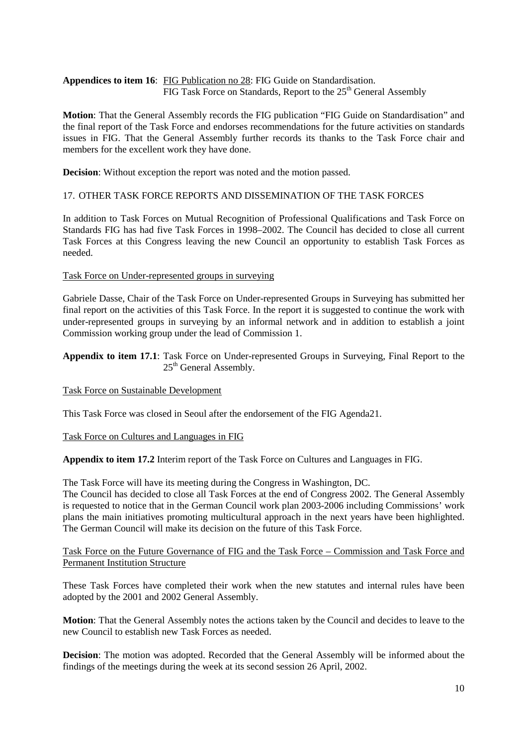**Appendices to item 16**: FIG Publication no 28: FIG Guide on Standardisation.
FIG Task Force on Standards, Report to the 25th General Assembly

**Motion**: That the General Assembly records the FIG publication "FIG Guide on Standardisation" and the final report of the Task Force and endorses recommendations for the future activities on standards issues in FIG. That the General Assembly further records its thanks to the Task Force chair and members for the excellent work they have done.

**Decision**: Without exception the report was noted and the motion passed.

## 17. OTHER TASK FORCE REPORTS AND DISSEMINATION OF THE TASK FORCES

In addition to Task Forces on Mutual Recognition of Professional Qualifications and Task Force on Standards FIG has had five Task Forces in 1998–2002. The Council has decided to close all current Task Forces at this Congress leaving the new Council an opportunity to establish Task Forces as needed.

Task Force on Under-represented groups in surveying

Gabriele Dasse, Chair of the Task Force on Under-represented Groups in Surveying has submitted her final report on the activities of this Task Force. In the report it is suggested to continue the work with under-represented groups in surveying by an informal network and in addition to establish a joint Commission working group under the lead of Commission 1.

**Appendix to item 17.1**: Task Force on Under-represented Groups in Surveying, Final Report to the 25th General Assembly.

Task Force on Sustainable Development

This Task Force was closed in Seoul after the endorsement of the FIG Agenda21.

Task Force on Cultures and Languages in FIG

**Appendix to item 17.2** Interim report of the Task Force on Cultures and Languages in FIG.

The Task Force will have its meeting during the Congress in Washington, DC.
The Council has decided to close all Task Forces at the end of Congress 2002. The General Assembly is requested to notice that in the German Council work plan 2003-2006 including Commissions' work plans the main initiatives promoting multicultural approach in the next years have been highlighted. The German Council will make its decision on the future of this Task Force.

Task Force on the Future Governance of FIG and the Task Force – Commission and Task Force and Permanent Institution Structure

These Task Forces have completed their work when the new statutes and internal rules have been adopted by the 2001 and 2002 General Assembly.

**Motion**: That the General Assembly notes the actions taken by the Council and decides to leave to the new Council to establish new Task Forces as needed.

**Decision**: The motion was adopted. Recorded that the General Assembly will be informed about the findings of the meetings during the week at its second session 26 April, 2002.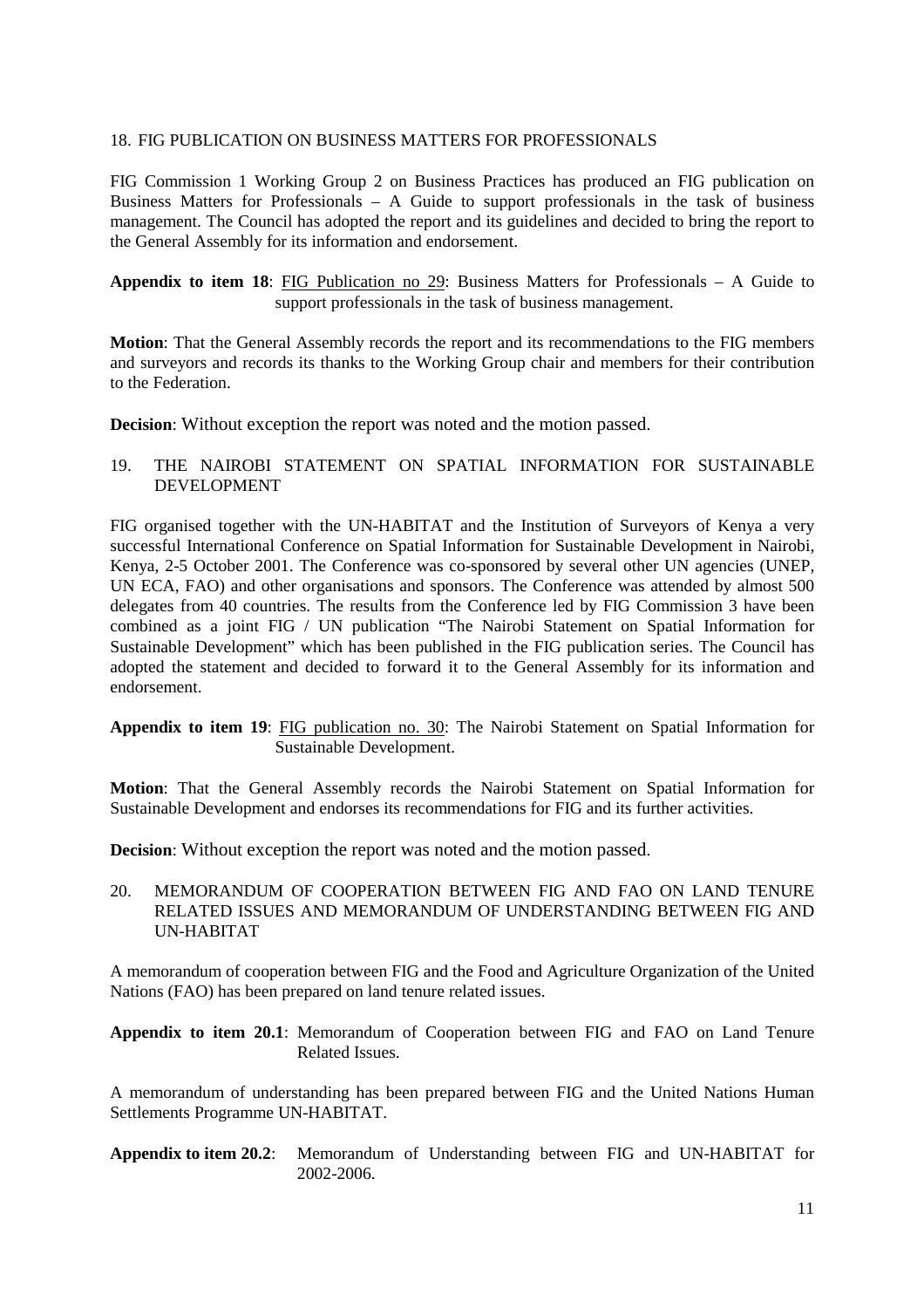## 18. FIG PUBLICATION ON BUSINESS MATTERS FOR PROFESSIONALS

FIG Commission 1 Working Group 2 on Business Practices has produced an FIG publication on Business Matters for Professionals – A Guide to support professionals in the task of business management. The Council has adopted the report and its guidelines and decided to bring the report to the General Assembly for its information and endorsement.

**Appendix to item 18**: FIG Publication no 29: Business Matters for Professionals – A Guide to support professionals in the task of business management.

**Motion**: That the General Assembly records the report and its recommendations to the FIG members and surveyors and records its thanks to the Working Group chair and members for their contribution to the Federation.

**Decision**: Without exception the report was noted and the motion passed.

## 19. THE NAIROBI STATEMENT ON SPATIAL INFORMATION FOR SUSTAINABLE DEVELOPMENT

FIG organised together with the UN-HABITAT and the Institution of Surveyors of Kenya a very successful International Conference on Spatial Information for Sustainable Development in Nairobi, Kenya, 2-5 October 2001. The Conference was co-sponsored by several other UN agencies (UNEP, UN ECA, FAO) and other organisations and sponsors. The Conference was attended by almost 500 delegates from 40 countries. The results from the Conference led by FIG Commission 3 have been combined as a joint FIG / UN publication "The Nairobi Statement on Spatial Information for Sustainable Development" which has been published in the FIG publication series. The Council has adopted the statement and decided to forward it to the General Assembly for its information and endorsement.

**Appendix to item 19**: FIG publication no. 30: The Nairobi Statement on Spatial Information for Sustainable Development.

**Motion**: That the General Assembly records the Nairobi Statement on Spatial Information for Sustainable Development and endorses its recommendations for FIG and its further activities.

**Decision**: Without exception the report was noted and the motion passed.

## 20. MEMORANDUM OF COOPERATION BETWEEN FIG AND FAO ON LAND TENURE RELATED ISSUES AND MEMORANDUM OF UNDERSTANDING BETWEEN FIG AND UN-HABITAT

A memorandum of cooperation between FIG and the Food and Agriculture Organization of the United Nations (FAO) has been prepared on land tenure related issues.

**Appendix to item 20.1**: Memorandum of Cooperation between FIG and FAO on Land Tenure Related Issues.

A memorandum of understanding has been prepared between FIG and the United Nations Human Settlements Programme UN-HABITAT.

**Appendix to item 20.2**: Memorandum of Understanding between FIG and UN-HABITAT for 2002-2006.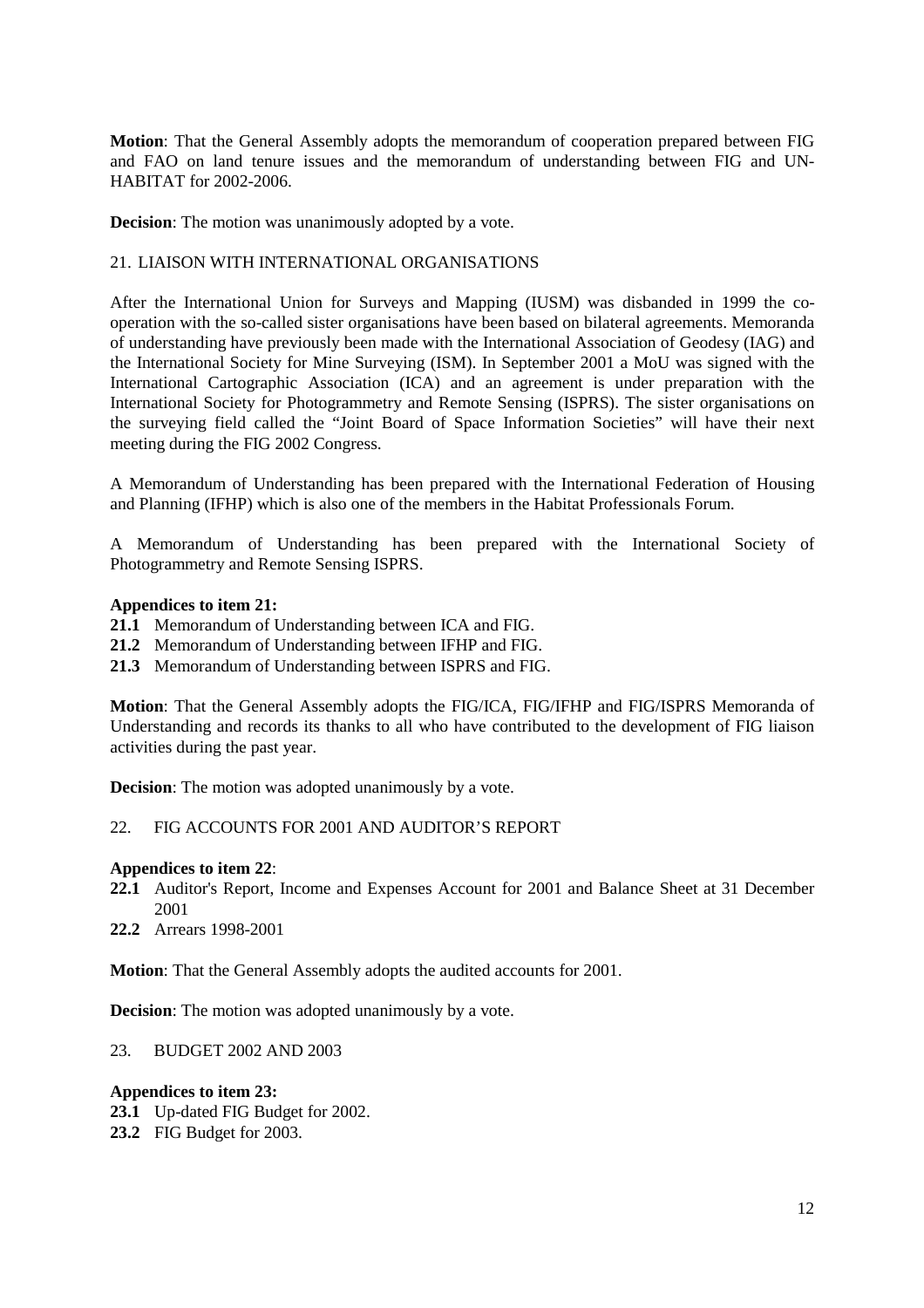**Motion**: That the General Assembly adopts the memorandum of cooperation prepared between FIG and FAO on land tenure issues and the memorandum of understanding between FIG and UN-HABITAT for 2002-2006.

**Decision**: The motion was unanimously adopted by a vote.

## 21. LIAISON WITH INTERNATIONAL ORGANISATIONS

After the International Union for Surveys and Mapping (IUSM) was disbanded in 1999 the co-operation with the so-called sister organisations have been based on bilateral agreements. Memoranda of understanding have previously been made with the International Association of Geodesy (IAG) and the International Society for Mine Surveying (ISM). In September 2001 a MoU was signed with the International Cartographic Association (ICA) and an agreement is under preparation with the International Society for Photogrammetry and Remote Sensing (ISPRS). The sister organisations on the surveying field called the "Joint Board of Space Information Societies" will have their next meeting during the FIG 2002 Congress.

A Memorandum of Understanding has been prepared with the International Federation of Housing and Planning (IFHP) which is also one of the members in the Habitat Professionals Forum.

A Memorandum of Understanding has been prepared with the International Society of Photogrammetry and Remote Sensing ISPRS.

**Appendices to item 21:**

- **21.1** Memorandum of Understanding between ICA and FIG.
- **21.2** Memorandum of Understanding between IFHP and FIG.
- **21.3** Memorandum of Understanding between ISPRS and FIG.

**Motion**: That the General Assembly adopts the FIG/ICA, FIG/IFHP and FIG/ISPRS Memoranda of Understanding and records its thanks to all who have contributed to the development of FIG liaison activities during the past year.

**Decision**: The motion was adopted unanimously by a vote.

## 22. FIG ACCOUNTS FOR 2001 AND AUDITOR'S REPORT

**Appendices to item 22**:

- **22.1** Auditor's Report, Income and Expenses Account for 2001 and Balance Sheet at 31 December 2001
- **22.2** Arrears 1998-2001

**Motion**: That the General Assembly adopts the audited accounts for 2001.

**Decision**: The motion was adopted unanimously by a vote.

## 23. BUDGET 2002 AND 2003

**Appendices to item 23:**

- **23.1** Up-dated FIG Budget for 2002.
- **23.2** FIG Budget for 2003.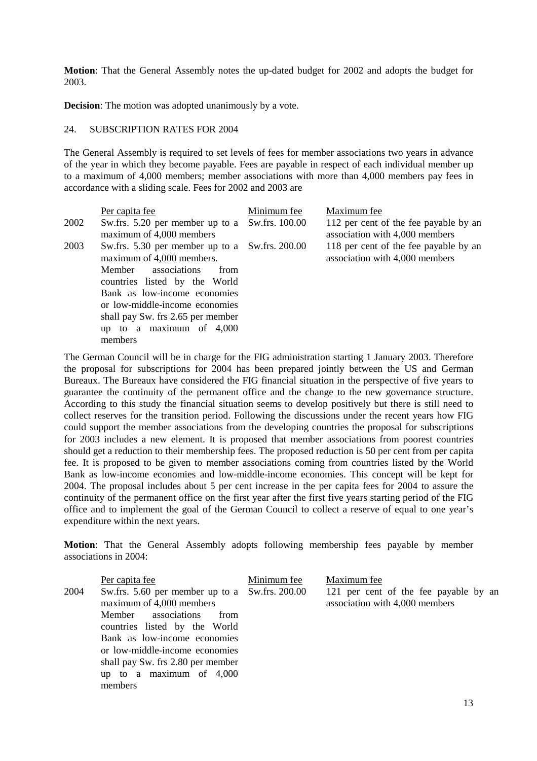**Motion**: That the General Assembly notes the up-dated budget for 2002 and adopts the budget for 2003.

**Decision**: The motion was adopted unanimously by a vote.

## 24. SUBSCRIPTION RATES FOR 2004

The General Assembly is required to set levels of fees for member associations two years in advance of the year in which they become payable. Fees are payable in respect of each individual member up to a maximum of 4,000 members; member associations with more than 4,000 members pay fees in accordance with a sliding scale. Fees for 2002 and 2003 are

| | Per capita fee | Minimum fee | Maximum fee |
|---|---|---|---|
| 2002 | Sw.frs. 5.20 per member up to a maximum of 4,000 members | Sw.frs. 100.00 | 112 per cent of the fee payable by an association with 4,000 members |
| 2003 | Sw.frs. 5.30 per member up to a maximum of 4,000 members. Member associations from countries listed by the World Bank as low-income economies or low-middle-income economies shall pay Sw. frs 2.65 per member up to a maximum of 4,000 members | Sw.frs. 200.00 | 118 per cent of the fee payable by an association with 4,000 members |

The German Council will be in charge for the FIG administration starting 1 January 2003. Therefore the proposal for subscriptions for 2004 has been prepared jointly between the US and German Bureaux. The Bureaux have considered the FIG financial situation in the perspective of five years to guarantee the continuity of the permanent office and the change to the new governance structure. According to this study the financial situation seems to develop positively but there is still need to collect reserves for the transition period. Following the discussions under the recent years how FIG could support the member associations from the developing countries the proposal for subscriptions for 2003 includes a new element. It is proposed that member associations from poorest countries should get a reduction to their membership fees. The proposed reduction is 50 per cent from per capita fee. It is proposed to be given to member associations coming from countries listed by the World Bank as low-income economies and low-middle-income economies. This concept will be kept for 2004. The proposal includes about 5 per cent increase in the per capita fees for 2004 to assure the continuity of the permanent office on the first year after the first five years starting period of the FIG office and to implement the goal of the German Council to collect a reserve of equal to one year's expenditure within the next years.

**Motion**: That the General Assembly adopts following membership fees payable by member associations in 2004:

| | Per capita fee | Minimum fee | Maximum fee |
|---|---|---|---|
| 2004 | Sw.frs. 5.60 per member up to a maximum of 4,000 members Member associations from countries listed by the World Bank as low-income economies or low-middle-income economies shall pay Sw. frs 2.80 per member up to a maximum of 4,000 members | Sw.frs. 200.00 | 121 per cent of the fee payable by an association with 4,000 members |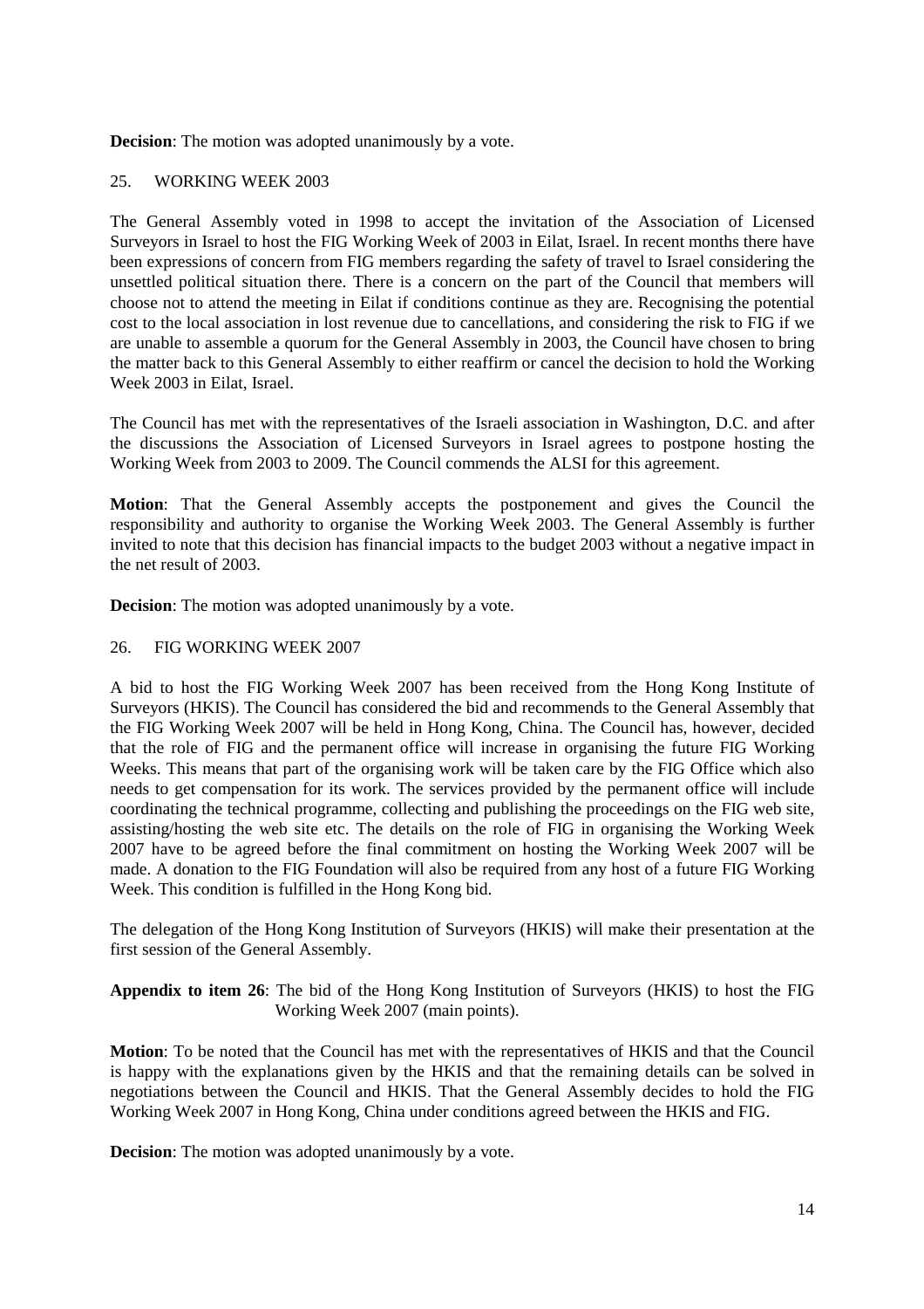**Decision**: The motion was adopted unanimously by a vote.

## 25. WORKING WEEK 2003

The General Assembly voted in 1998 to accept the invitation of the Association of Licensed Surveyors in Israel to host the FIG Working Week of 2003 in Eilat, Israel. In recent months there have been expressions of concern from FIG members regarding the safety of travel to Israel considering the unsettled political situation there. There is a concern on the part of the Council that members will choose not to attend the meeting in Eilat if conditions continue as they are. Recognising the potential cost to the local association in lost revenue due to cancellations, and considering the risk to FIG if we are unable to assemble a quorum for the General Assembly in 2003, the Council have chosen to bring the matter back to this General Assembly to either reaffirm or cancel the decision to hold the Working Week 2003 in Eilat, Israel.

The Council has met with the representatives of the Israeli association in Washington, D.C. and after the discussions the Association of Licensed Surveyors in Israel agrees to postpone hosting the Working Week from 2003 to 2009. The Council commends the ALSI for this agreement.

**Motion**: That the General Assembly accepts the postponement and gives the Council the responsibility and authority to organise the Working Week 2003. The General Assembly is further invited to note that this decision has financial impacts to the budget 2003 without a negative impact in the net result of 2003.

**Decision**: The motion was adopted unanimously by a vote.

## 26. FIG WORKING WEEK 2007

A bid to host the FIG Working Week 2007 has been received from the Hong Kong Institute of Surveyors (HKIS). The Council has considered the bid and recommends to the General Assembly that the FIG Working Week 2007 will be held in Hong Kong, China. The Council has, however, decided that the role of FIG and the permanent office will increase in organising the future FIG Working Weeks. This means that part of the organising work will be taken care by the FIG Office which also needs to get compensation for its work. The services provided by the permanent office will include coordinating the technical programme, collecting and publishing the proceedings on the FIG web site, assisting/hosting the web site etc. The details on the role of FIG in organising the Working Week 2007 have to be agreed before the final commitment on hosting the Working Week 2007 will be made. A donation to the FIG Foundation will also be required from any host of a future FIG Working Week. This condition is fulfilled in the Hong Kong bid.

The delegation of the Hong Kong Institution of Surveyors (HKIS) will make their presentation at the first session of the General Assembly.

**Appendix to item 26**: The bid of the Hong Kong Institution of Surveyors (HKIS) to host the FIG Working Week 2007 (main points).

**Motion**: To be noted that the Council has met with the representatives of HKIS and that the Council is happy with the explanations given by the HKIS and that the remaining details can be solved in negotiations between the Council and HKIS. That the General Assembly decides to hold the FIG Working Week 2007 in Hong Kong, China under conditions agreed between the HKIS and FIG.

**Decision**: The motion was adopted unanimously by a vote.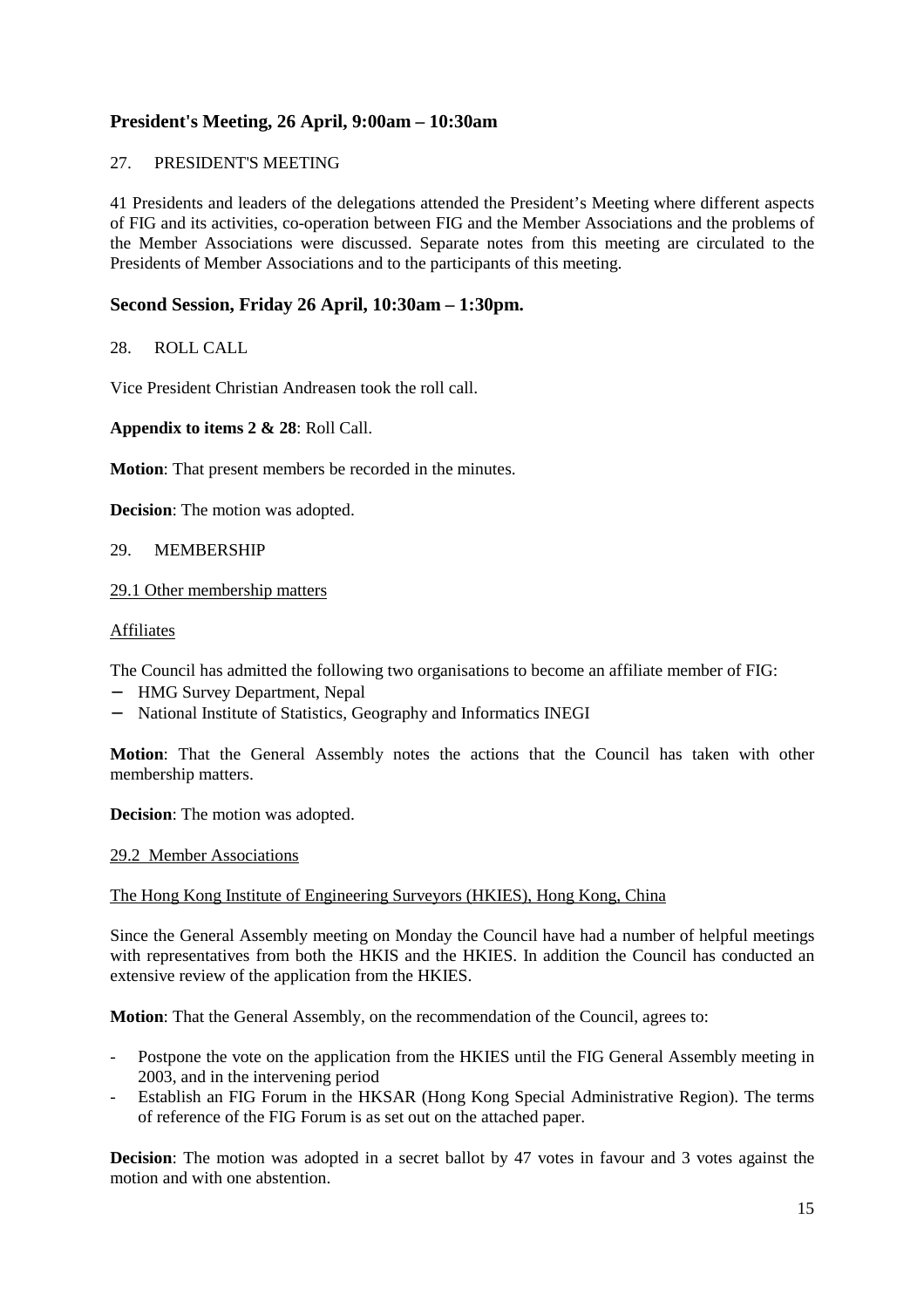## President's Meeting, 26 April, 9:00am – 10:30am

27. PRESIDENT'S MEETING

41 Presidents and leaders of the delegations attended the President's Meeting where different aspects of FIG and its activities, co-operation between FIG and the Member Associations and the problems of the Member Associations were discussed. Separate notes from this meeting are circulated to the Presidents of Member Associations and to the participants of this meeting.

## Second Session, Friday 26 April, 10:30am – 1:30pm.

28. ROLL CALL

Vice President Christian Andreasen took the roll call.

**Appendix to items 2 & 28**: Roll Call.

**Motion**: That present members be recorded in the minutes.

**Decision**: The motion was adopted.

29. MEMBERSHIP

<u>29.1 Other membership matters</u>

<u>Affiliates</u>

The Council has admitted the following two organisations to become an affiliate member of FIG:

- HMG Survey Department, Nepal
- National Institute of Statistics, Geography and Informatics INEGI

**Motion**: That the General Assembly notes the actions that the Council has taken with other membership matters.

**Decision**: The motion was adopted.

<u>29.2 Member Associations</u>

<u>The Hong Kong Institute of Engineering Surveyors (HKIES), Hong Kong, China</u>

Since the General Assembly meeting on Monday the Council have had a number of helpful meetings with representatives from both the HKIS and the HKIES. In addition the Council has conducted an extensive review of the application from the HKIES.

**Motion**: That the General Assembly, on the recommendation of the Council, agrees to:

- Postpone the vote on the application from the HKIES until the FIG General Assembly meeting in 2003, and in the intervening period
- Establish an FIG Forum in the HKSAR (Hong Kong Special Administrative Region). The terms of reference of the FIG Forum is as set out on the attached paper.

**Decision**: The motion was adopted in a secret ballot by 47 votes in favour and 3 votes against the motion and with one abstention.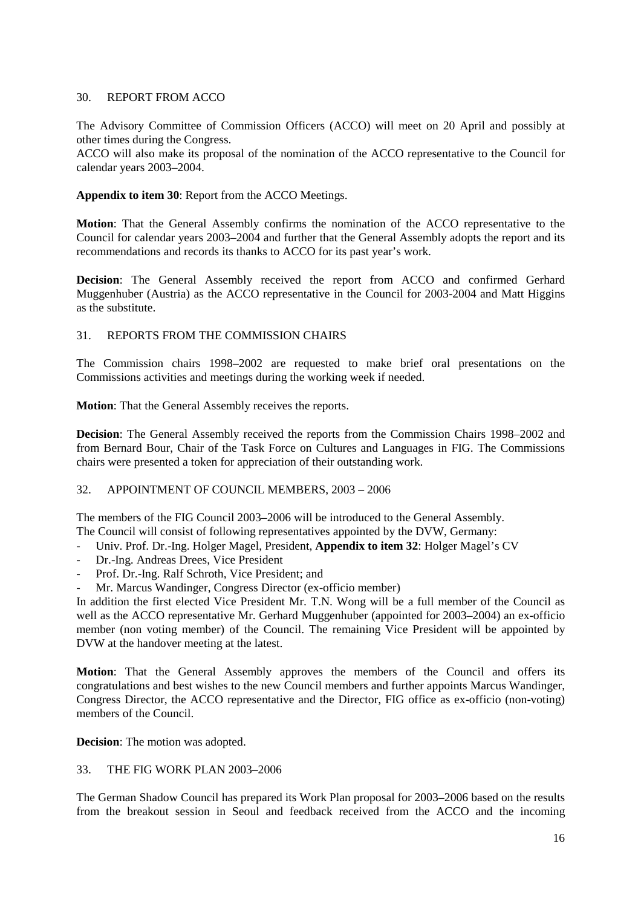## 30. REPORT FROM ACCO

The Advisory Committee of Commission Officers (ACCO) will meet on 20 April and possibly at other times during the Congress.
ACCO will also make its proposal of the nomination of the ACCO representative to the Council for calendar years 2003–2004.

**Appendix to item 30**: Report from the ACCO Meetings.

**Motion**: That the General Assembly confirms the nomination of the ACCO representative to the Council for calendar years 2003–2004 and further that the General Assembly adopts the report and its recommendations and records its thanks to ACCO for its past year's work.

**Decision**: The General Assembly received the report from ACCO and confirmed Gerhard Muggenhuber (Austria) as the ACCO representative in the Council for 2003-2004 and Matt Higgins as the substitute.

## 31. REPORTS FROM THE COMMISSION CHAIRS

The Commission chairs 1998–2002 are requested to make brief oral presentations on the Commissions activities and meetings during the working week if needed.

**Motion**: That the General Assembly receives the reports.

**Decision**: The General Assembly received the reports from the Commission Chairs 1998–2002 and from Bernard Bour, Chair of the Task Force on Cultures and Languages in FIG. The Commissions chairs were presented a token for appreciation of their outstanding work.

## 32. APPOINTMENT OF COUNCIL MEMBERS, 2003 – 2006

The members of the FIG Council 2003–2006 will be introduced to the General Assembly.
The Council will consist of following representatives appointed by the DVW, Germany:

- Univ. Prof. Dr.-Ing. Holger Magel, President, **Appendix to item 32**: Holger Magel's CV
- Dr.-Ing. Andreas Drees, Vice President
- Prof. Dr.-Ing. Ralf Schroth, Vice President; and
- Mr. Marcus Wandinger, Congress Director (ex-officio member)

In addition the first elected Vice President Mr. T.N. Wong will be a full member of the Council as well as the ACCO representative Mr. Gerhard Muggenhuber (appointed for 2003–2004) an ex-officio member (non voting member) of the Council. The remaining Vice President will be appointed by DVW at the handover meeting at the latest.

**Motion**: That the General Assembly approves the members of the Council and offers its congratulations and best wishes to the new Council members and further appoints Marcus Wandinger, Congress Director, the ACCO representative and the Director, FIG office as ex-officio (non-voting) members of the Council.

**Decision**: The motion was adopted.

## 33. THE FIG WORK PLAN 2003–2006

The German Shadow Council has prepared its Work Plan proposal for 2003–2006 based on the results from the breakout session in Seoul and feedback received from the ACCO and the incoming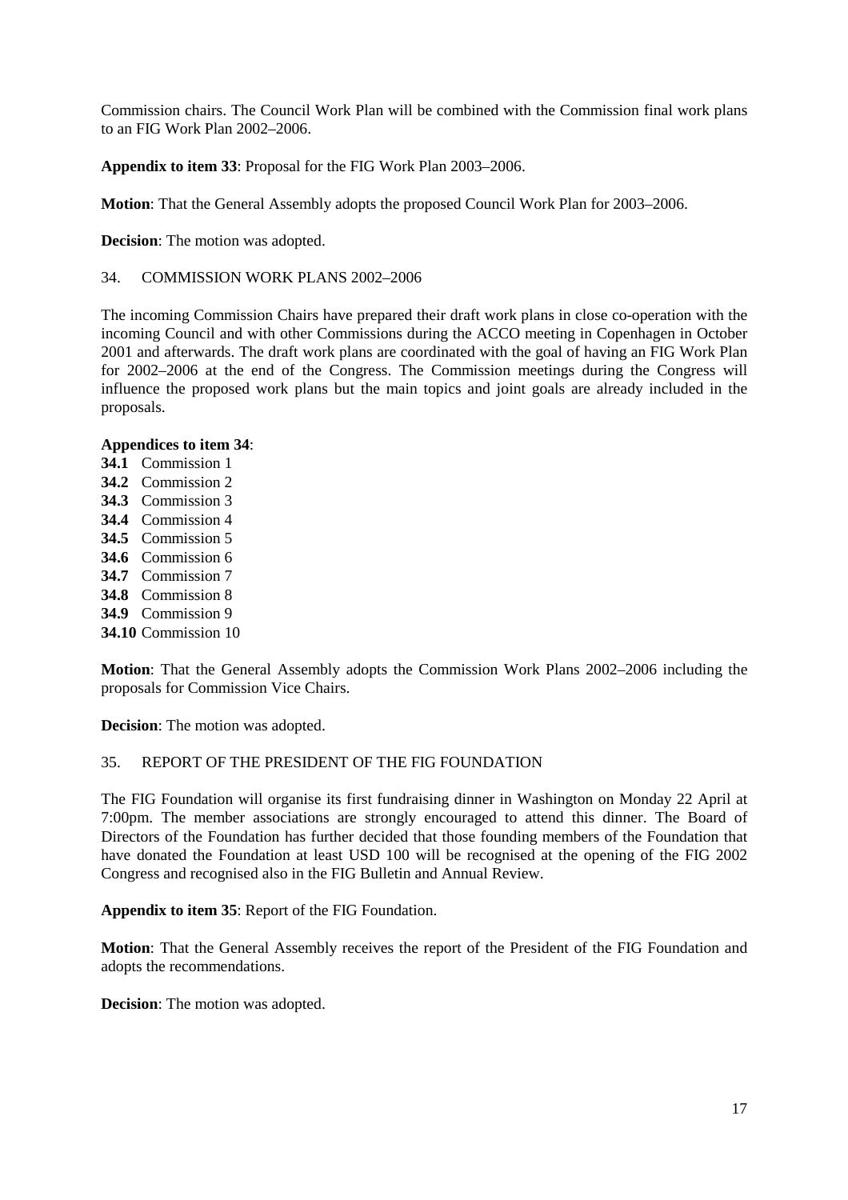Commission chairs. The Council Work Plan will be combined with the Commission final work plans to an FIG Work Plan 2002–2006.

**Appendix to item 33**: Proposal for the FIG Work Plan 2003–2006.

**Motion**: That the General Assembly adopts the proposed Council Work Plan for 2003–2006.

**Decision**: The motion was adopted.

## 34. COMMISSION WORK PLANS 2002–2006

The incoming Commission Chairs have prepared their draft work plans in close co-operation with the incoming Council and with other Commissions during the ACCO meeting in Copenhagen in October 2001 and afterwards. The draft work plans are coordinated with the goal of having an FIG Work Plan for 2002–2006 at the end of the Congress. The Commission meetings during the Congress will influence the proposed work plans but the main topics and joint goals are already included in the proposals.

**Appendices to item 34**:

**34.1** Commission 1
**34.2** Commission 2
**34.3** Commission 3
**34.4** Commission 4
**34.5** Commission 5
**34.6** Commission 6
**34.7** Commission 7
**34.8** Commission 8
**34.9** Commission 9
**34.10** Commission 10

**Motion**: That the General Assembly adopts the Commission Work Plans 2002–2006 including the proposals for Commission Vice Chairs.

**Decision**: The motion was adopted.

## 35. REPORT OF THE PRESIDENT OF THE FIG FOUNDATION

The FIG Foundation will organise its first fundraising dinner in Washington on Monday 22 April at 7:00pm. The member associations are strongly encouraged to attend this dinner. The Board of Directors of the Foundation has further decided that those founding members of the Foundation that have donated the Foundation at least USD 100 will be recognised at the opening of the FIG 2002 Congress and recognised also in the FIG Bulletin and Annual Review.

**Appendix to item 35**: Report of the FIG Foundation.

**Motion**: That the General Assembly receives the report of the President of the FIG Foundation and adopts the recommendations.

**Decision**: The motion was adopted.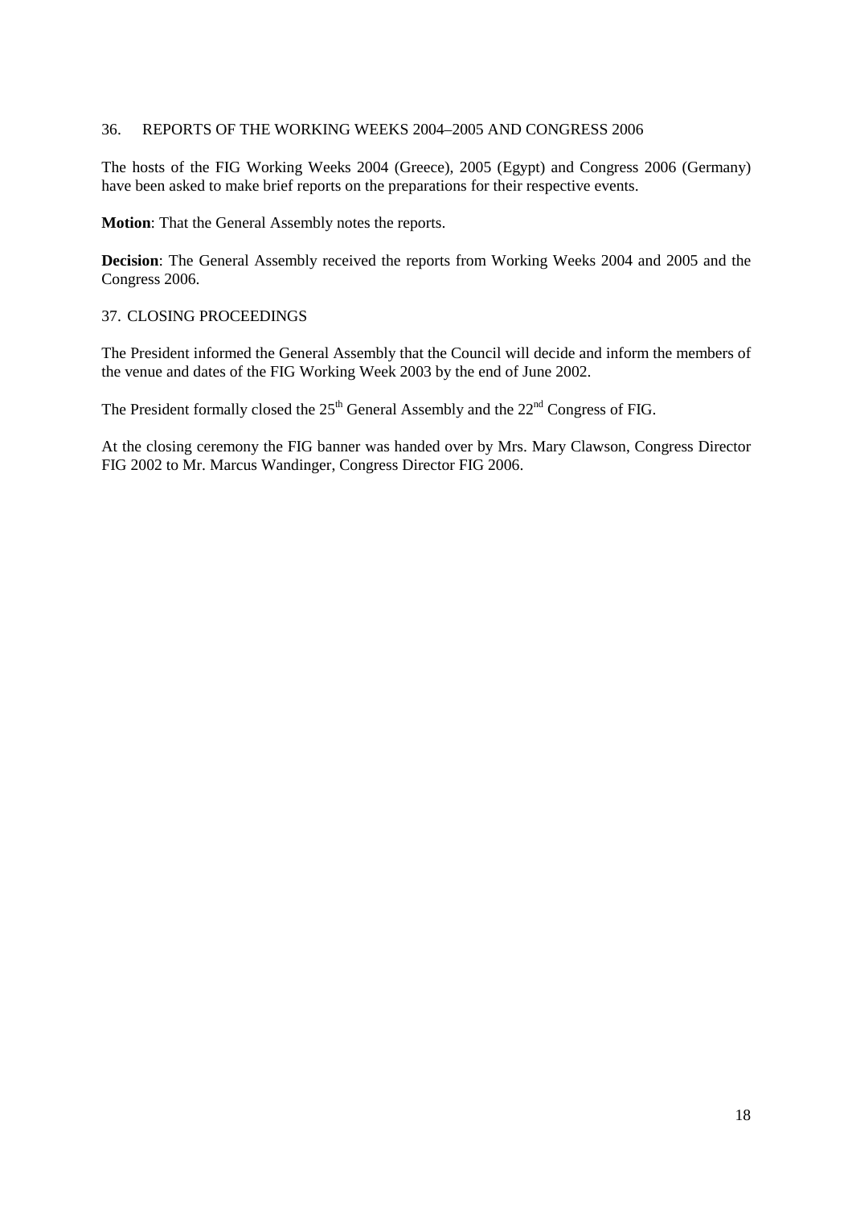## 36. REPORTS OF THE WORKING WEEKS 2004–2005 AND CONGRESS 2006

The hosts of the FIG Working Weeks 2004 (Greece), 2005 (Egypt) and Congress 2006 (Germany) have been asked to make brief reports on the preparations for their respective events.

**Motion**: That the General Assembly notes the reports.

**Decision**: The General Assembly received the reports from Working Weeks 2004 and 2005 and the Congress 2006.

## 37. CLOSING PROCEEDINGS

The President informed the General Assembly that the Council will decide and inform the members of the venue and dates of the FIG Working Week 2003 by the end of June 2002.

The President formally closed the 25th General Assembly and the 22nd Congress of FIG.

At the closing ceremony the FIG banner was handed over by Mrs. Mary Clawson, Congress Director FIG 2002 to Mr. Marcus Wandinger, Congress Director FIG 2006.